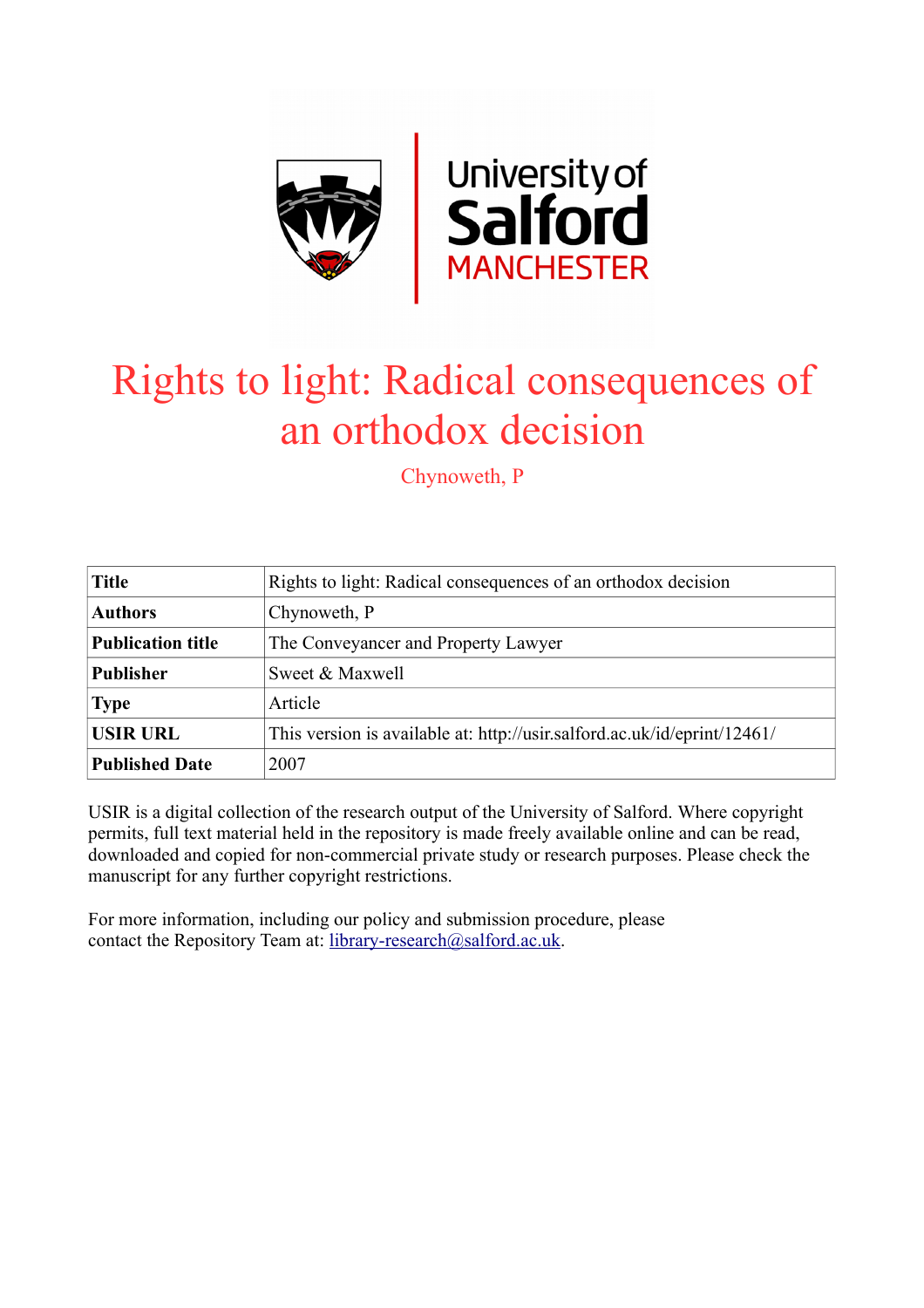# Rights to light: Radical consequences of an orthodox decision

Chynoweth, P

| Title | Rights to light: Radical consequences of an orthodox decision |
|---|---|
| Authors | Chynoweth, P |
| Publication title | The Conveyancer and Property Lawyer |
| Publisher | Sweet & Maxwell |
| Type | Article |
| USIR URL | This version is available at: http://usir.salford.ac.uk/id/eprint/12461/ |
| Published Date | 2007 |

USIR is a digital collection of the research output of the University of Salford. Where copyright permits, full text material held in the repository is made freely available online and can be read, downloaded and copied for non-commercial private study or research purposes. Please check the manuscript for any further copyright restrictions.

For more information, including our policy and submission procedure, please contact the Repository Team at: library-research@salford.ac.uk.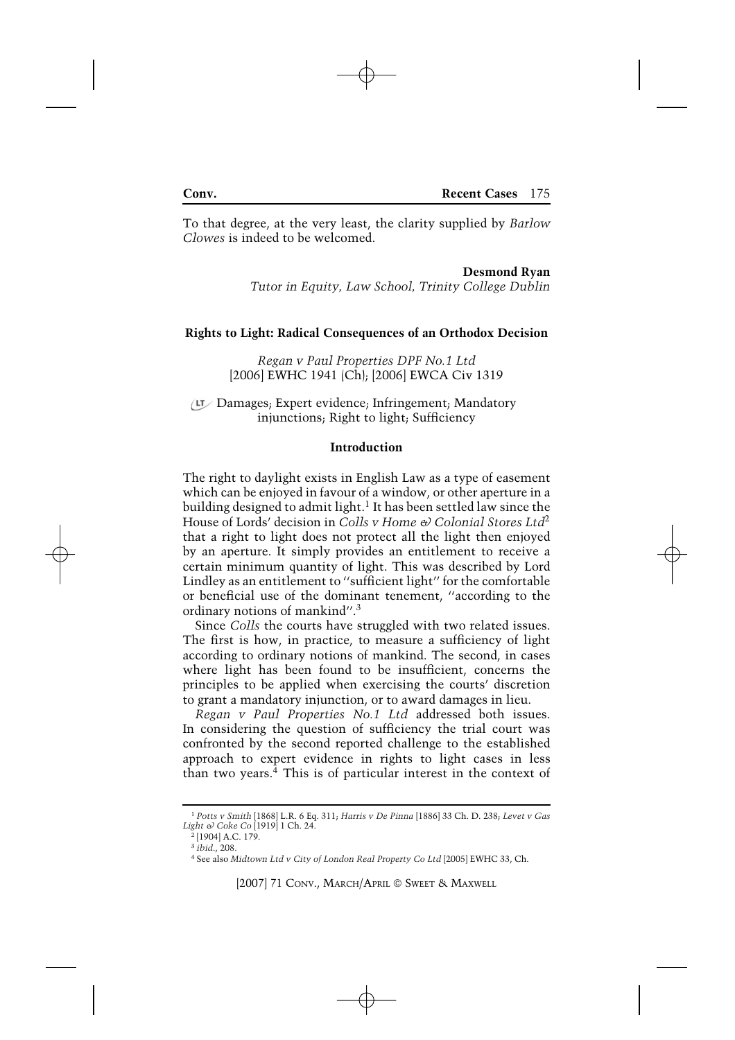To that degree, at the very least, the clarity supplied by *Barlow Clowes* is indeed to be welcomed.

**Desmond Ryan**
*Tutor in Equity, Law School, Trinity College Dublin*

## Rights to Light: Radical Consequences of an Orthodox Decision

*Regan v Paul Properties DPF No.1 Ltd*
[2006] EWHC 1941 (Ch); [2006] EWCA Civ 1319

Damages; Expert evidence; Infringement; Mandatory injunctions; Right to light; Sufficiency

### Introduction

The right to daylight exists in English Law as a type of easement which can be enjoyed in favour of a window, or other aperture in a building designed to admit light.[1] It has been settled law since the House of Lords' decision in *Colls v Home & Colonial Stores Ltd*[2] that a right to light does not protect all the light then enjoyed by an aperture. It simply provides an entitlement to receive a certain minimum quantity of light. This was described by Lord Lindley as an entitlement to "sufficient light" for the comfortable or beneficial use of the dominant tenement, "according to the ordinary notions of mankind".[3]

Since *Colls* the courts have struggled with two related issues. The first is how, in practice, to measure a sufficiency of light according to ordinary notions of mankind. The second, in cases where light has been found to be insufficient, concerns the principles to be applied when exercising the courts' discretion to grant a mandatory injunction, or to award damages in lieu.

*Regan v Paul Properties No.1 Ltd* addressed both issues. In considering the question of sufficiency the trial court was confronted by the second reported challenge to the established approach to expert evidence in rights to light cases in less than two years.[4] This is of particular interest in the context of

---

[1] *Potts v Smith* [1868] L.R. 6 Eq. 311; *Harris v De Pinna* [1886] 33 Ch. D. 238; *Levet v Gas Light & Coke Co* [1919] 1 Ch. 24.

[2] [1904] A.C. 179.

[3] *ibid.*, 208.

[4] See also *Midtown Ltd v City of London Real Property Co Ltd* [2005] EWHC 33, Ch.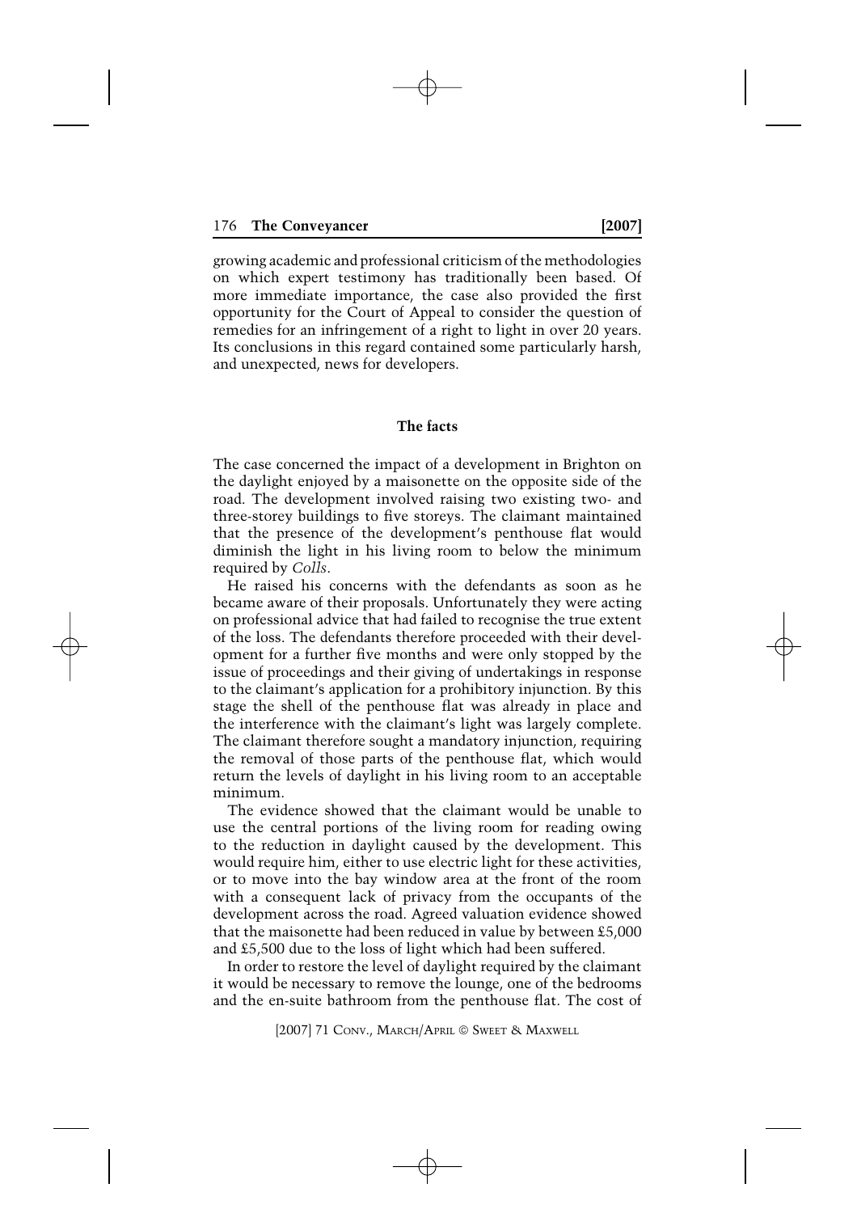growing academic and professional criticism of the methodologies on which expert testimony has traditionally been based. Of more immediate importance, the case also provided the first opportunity for the Court of Appeal to consider the question of remedies for an infringement of a right to light in over 20 years. Its conclusions in this regard contained some particularly harsh, and unexpected, news for developers.

## The facts

The case concerned the impact of a development in Brighton on the daylight enjoyed by a maisonette on the opposite side of the road. The development involved raising two existing two- and three-storey buildings to five storeys. The claimant maintained that the presence of the development's penthouse flat would diminish the light in his living room to below the minimum required by *Colls*.

He raised his concerns with the defendants as soon as he became aware of their proposals. Unfortunately they were acting on professional advice that had failed to recognise the true extent of the loss. The defendants therefore proceeded with their development for a further five months and were only stopped by the issue of proceedings and their giving of undertakings in response to the claimant's application for a prohibitory injunction. By this stage the shell of the penthouse flat was already in place and the interference with the claimant's light was largely complete. The claimant therefore sought a mandatory injunction, requiring the removal of those parts of the penthouse flat, which would return the levels of daylight in his living room to an acceptable minimum.

The evidence showed that the claimant would be unable to use the central portions of the living room for reading owing to the reduction in daylight caused by the development. This would require him, either to use electric light for these activities, or to move into the bay window area at the front of the room with a consequent lack of privacy from the occupants of the development across the road. Agreed valuation evidence showed that the maisonette had been reduced in value by between £5,000 and £5,500 due to the loss of light which had been suffered.

In order to restore the level of daylight required by the claimant it would be necessary to remove the lounge, one of the bedrooms and the en-suite bathroom from the penthouse flat. The cost of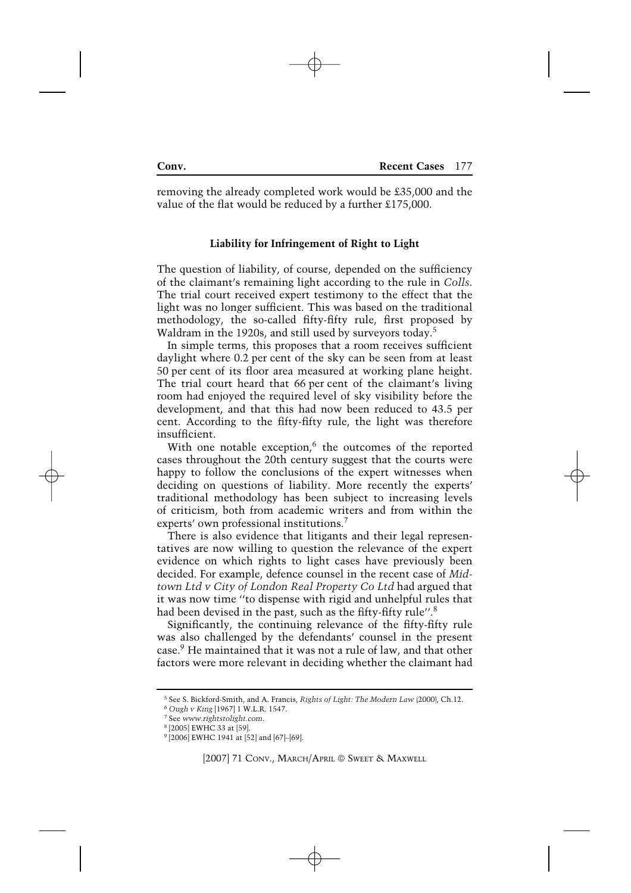removing the already completed work would be £35,000 and the value of the flat would be reduced by a further £175,000.

### Liability for Infringement of Right to Light

The question of liability, of course, depended on the sufficiency of the claimant's remaining light according to the rule in *Colls*. The trial court received expert testimony to the effect that the light was no longer sufficient. This was based on the traditional methodology, the so-called fifty-fifty rule, first proposed by Waldram in the 1920s, and still used by surveyors today.[5]

In simple terms, this proposes that a room receives sufficient daylight where 0.2 per cent of the sky can be seen from at least 50 per cent of its floor area measured at working plane height. The trial court heard that 66 per cent of the claimant's living room had enjoyed the required level of sky visibility before the development, and that this had now been reduced to 43.5 per cent. According to the fifty-fifty rule, the light was therefore insufficient.

With one notable exception,[6] the outcomes of the reported cases throughout the 20th century suggest that the courts were happy to follow the conclusions of the expert witnesses when deciding on questions of liability. More recently the experts' traditional methodology has been subject to increasing levels of criticism, both from academic writers and from within the experts' own professional institutions.[7]

There is also evidence that litigants and their legal representatives are now willing to question the relevance of the expert evidence on which rights to light cases have previously been decided. For example, defence counsel in the recent case of *Midtown Ltd v City of London Real Property Co Ltd* had argued that it was now time "to dispense with rigid and unhelpful rules that had been devised in the past, such as the fifty-fifty rule".[8]

Significantly, the continuing relevance of the fifty-fifty rule was also challenged by the defendants' counsel in the present case.[9] He maintained that it was not a rule of law, and that other factors were more relevant in deciding whether the claimant had

---

[5] See S. Bickford-Smith, and A. Francis, *Rights of Light: The Modern Law* (2000), Ch.12.

[6] *Ough v King* [1967] 1 W.L.R. 1547.

[7] See *www.rightstolight.com*.

[8] [2005] EWHC 33 at [59].

[9] [2006] EWHC 1941 at [52] and [67]–[69].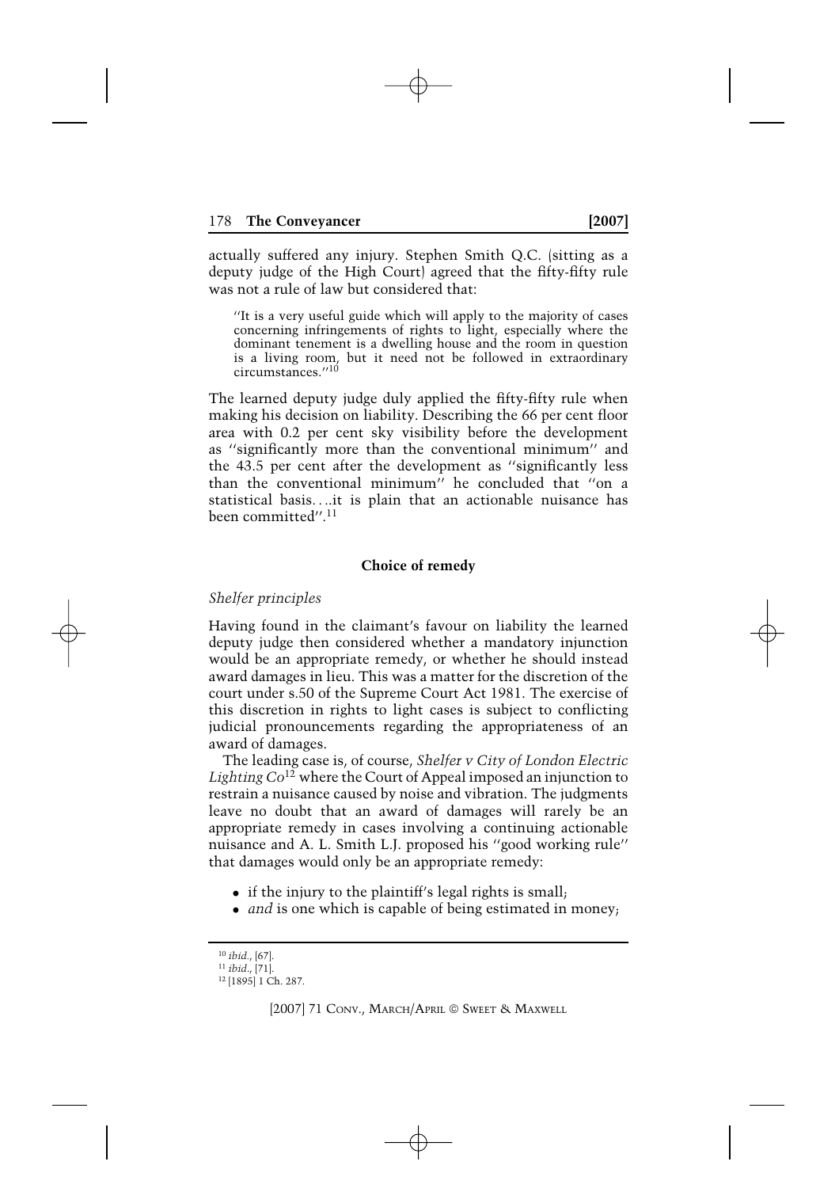actually suffered any injury. Stephen Smith Q.C. (sitting as a deputy judge of the High Court) agreed that the fifty-fifty rule was not a rule of law but considered that:

> "It is a very useful guide which will apply to the majority of cases concerning infringements of rights to light, especially where the dominant tenement is a dwelling house and the room in question is a living room, but it need not be followed in extraordinary circumstances."[10]

The learned deputy judge duly applied the fifty-fifty rule when making his decision on liability. Describing the 66 per cent floor area with 0.2 per cent sky visibility before the development as "significantly more than the conventional minimum" and the 43.5 per cent after the development as "significantly less than the conventional minimum" he concluded that "on a statistical basis....it is plain that an actionable nuisance has been committed".[11]

### Choice of remedy

*Shelfer principles*

Having found in the claimant's favour on liability the learned deputy judge then considered whether a mandatory injunction would be an appropriate remedy, or whether he should instead award damages in lieu. This was a matter for the discretion of the court under s.50 of the Supreme Court Act 1981. The exercise of this discretion in rights to light cases is subject to conflicting judicial pronouncements regarding the appropriateness of an award of damages.

The leading case is, of course, *Shelfer v City of London Electric Lighting Co*[12] where the Court of Appeal imposed an injunction to restrain a nuisance caused by noise and vibration. The judgments leave no doubt that an award of damages will rarely be an appropriate remedy in cases involving a continuing actionable nuisance and A. L. Smith L.J. proposed his "good working rule" that damages would only be an appropriate remedy:

- if the injury to the plaintiff's legal rights is small;
- *and* is one which is capable of being estimated in money;

---

[10] *ibid.*, [67].

[11] *ibid.*, [71].

[12] [1895] 1 Ch. 287.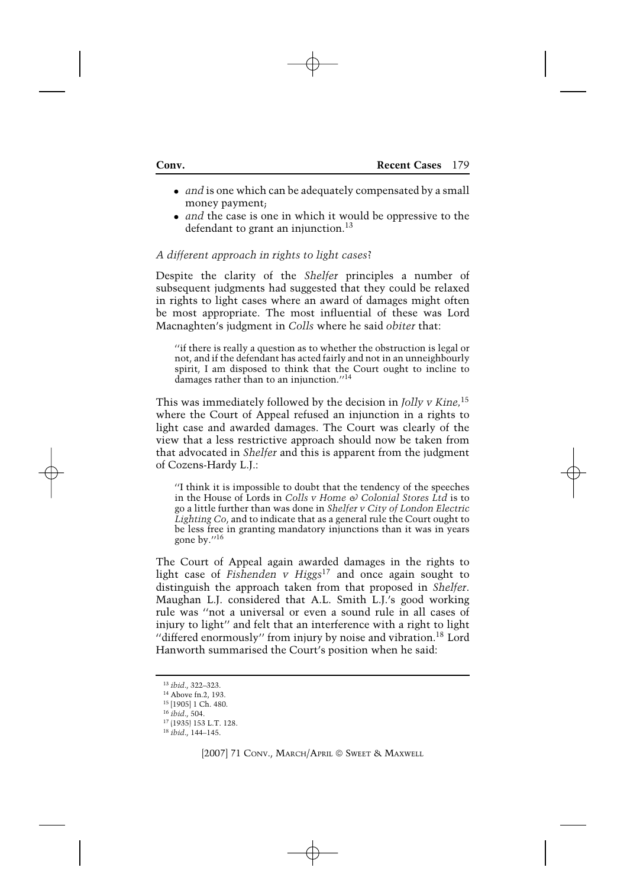- *and* is one which can be adequately compensated by a small money payment;
- *and* the case is one in which it would be oppressive to the defendant to grant an injunction.[13]

*A different approach in rights to light cases*?

Despite the clarity of the *Shelfer* principles a number of subsequent judgments had suggested that they could be relaxed in rights to light cases where an award of damages might often be most appropriate. The most influential of these was Lord Macnaghten's judgment in *Colls* where he said *obiter* that:

> "if there is really a question as to whether the obstruction is legal or not, and if the defendant has acted fairly and not in an unneighbourly spirit, I am disposed to think that the Court ought to incline to damages rather than to an injunction."[14]

This was immediately followed by the decision in *Jolly v Kine*,[15] where the Court of Appeal refused an injunction in a rights to light case and awarded damages. The Court was clearly of the view that a less restrictive approach should now be taken from that advocated in *Shelfer* and this is apparent from the judgment of Cozens-Hardy L.J.:

> "I think it is impossible to doubt that the tendency of the speeches in the House of Lords in *Colls v Home & Colonial Stores Ltd* is to go a little further than was done in *Shelfer v City of London Electric Lighting Co*, and to indicate that as a general rule the Court ought to be less free in granting mandatory injunctions than it was in years gone by."[16]

The Court of Appeal again awarded damages in the rights to light case of *Fishenden v Higgs*[17] and once again sought to distinguish the approach taken from that proposed in *Shelfer*. Maughan L.J. considered that A.L. Smith L.J.'s good working rule was "not a universal or even a sound rule in all cases of injury to light" and felt that an interference with a right to light "differed enormously" from injury by noise and vibration.[18] Lord Hanworth summarised the Court's position when he said:

---

[13] *ibid.*, 322–323.

[14] Above fn.2, 193.

[15] [1905] 1 Ch. 480.

[16] *ibid.*, 504.

[17] (1935) 153 L.T. 128.

[18] *ibid.*, 144–145.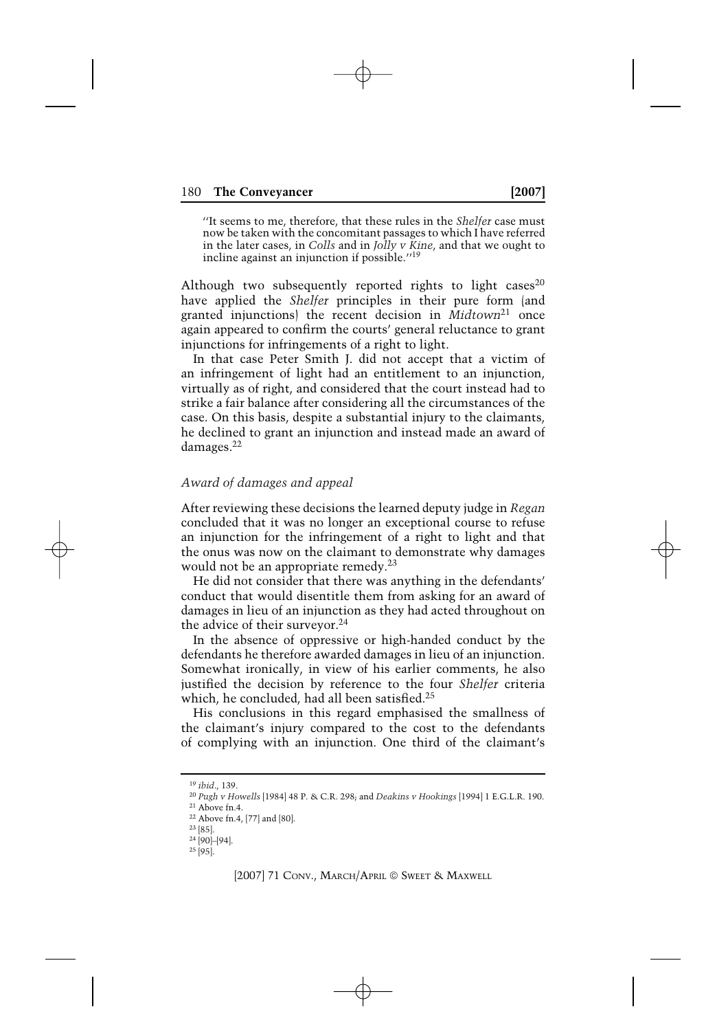> "It seems to me, therefore, that these rules in the *Shelfer* case must now be taken with the concomitant passages to which I have referred in the later cases, in *Colls* and in *Jolly v Kine*, and that we ought to incline against an injunction if possible."[19]

Although two subsequently reported rights to light cases[20] have applied the *Shelfer* principles in their pure form (and granted injunctions) the recent decision in *Midtown*[21] once again appeared to confirm the courts' general reluctance to grant injunctions for infringements of a right to light.

In that case Peter Smith J. did not accept that a victim of an infringement of light had an entitlement to an injunction, virtually as of right, and considered that the court instead had to strike a fair balance after considering all the circumstances of the case. On this basis, despite a substantial injury to the claimants, he declined to grant an injunction and instead made an award of damages.[22]

### *Award of damages and appeal*

After reviewing these decisions the learned deputy judge in *Regan* concluded that it was no longer an exceptional course to refuse an injunction for the infringement of a right to light and that the onus was now on the claimant to demonstrate why damages would not be an appropriate remedy.[23]

He did not consider that there was anything in the defendants' conduct that would disentitle them from asking for an award of damages in lieu of an injunction as they had acted throughout on the advice of their surveyor.[24]

In the absence of oppressive or high-handed conduct by the defendants he therefore awarded damages in lieu of an injunction. Somewhat ironically, in view of his earlier comments, he also justified the decision by reference to the four *Shelfer* criteria which, he concluded, had all been satisfied.[25]

His conclusions in this regard emphasised the smallness of the claimant's injury compared to the cost to the defendants of complying with an injunction. One third of the claimant's

---

[19] *ibid.*, 139.

[20] *Pugh v Howells* [1984] 48 P. & C.R. 298; and *Deakins v Hookings* [1994] 1 E.G.L.R. 190.

[21] Above fn.4.

[22] Above fn.4, [77] and [80].

[23] [85].

[24] [90]–[94].

[25] [95].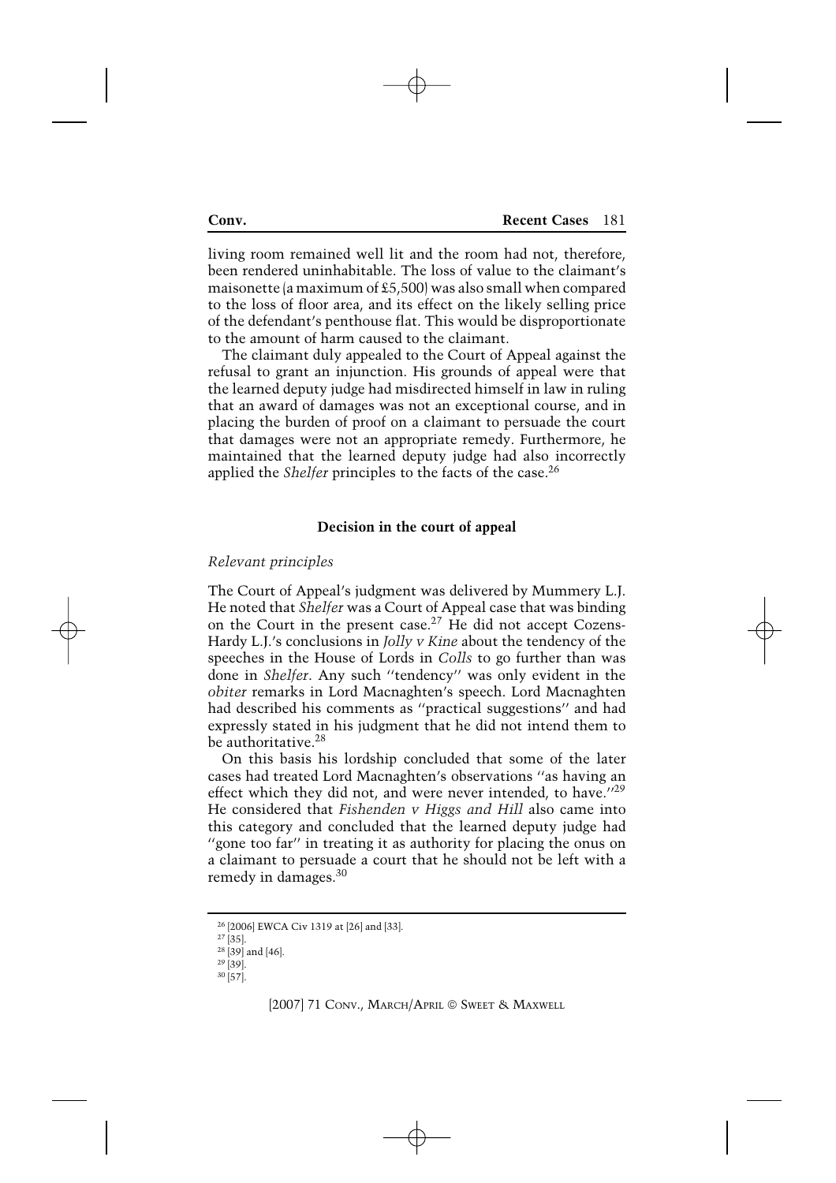living room remained well lit and the room had not, therefore, been rendered uninhabitable. The loss of value to the claimant's maisonette (a maximum of £5,500) was also small when compared to the loss of floor area, and its effect on the likely selling price of the defendant's penthouse flat. This would be disproportionate to the amount of harm caused to the claimant.

The claimant duly appealed to the Court of Appeal against the refusal to grant an injunction. His grounds of appeal were that the learned deputy judge had misdirected himself in law in ruling that an award of damages was not an exceptional course, and in placing the burden of proof on a claimant to persuade the court that damages were not an appropriate remedy. Furthermore, he maintained that the learned deputy judge had also incorrectly applied the *Shelfer* principles to the facts of the case.[26]

### Decision in the court of appeal

*Relevant principles*

The Court of Appeal's judgment was delivered by Mummery L.J. He noted that *Shelfer* was a Court of Appeal case that was binding on the Court in the present case.[27] He did not accept Cozens-Hardy L.J.'s conclusions in *Jolly v Kine* about the tendency of the speeches in the House of Lords in *Colls* to go further than was done in *Shelfer*. Any such "tendency" was only evident in the *obiter* remarks in Lord Macnaghten's speech. Lord Macnaghten had described his comments as "practical suggestions" and had expressly stated in his judgment that he did not intend them to be authoritative.[28]

On this basis his lordship concluded that some of the later cases had treated Lord Macnaghten's observations "as having an effect which they did not, and were never intended, to have."[29] He considered that *Fishenden v Higgs and Hill* also came into this category and concluded that the learned deputy judge had "gone too far" in treating it as authority for placing the onus on a claimant to persuade a court that he should not be left with a remedy in damages.[30]

---

[26] [2006] EWCA Civ 1319 at [26] and [33].

[27] [35].

[28] [39] and [46].

[29] [39].

[30] [57].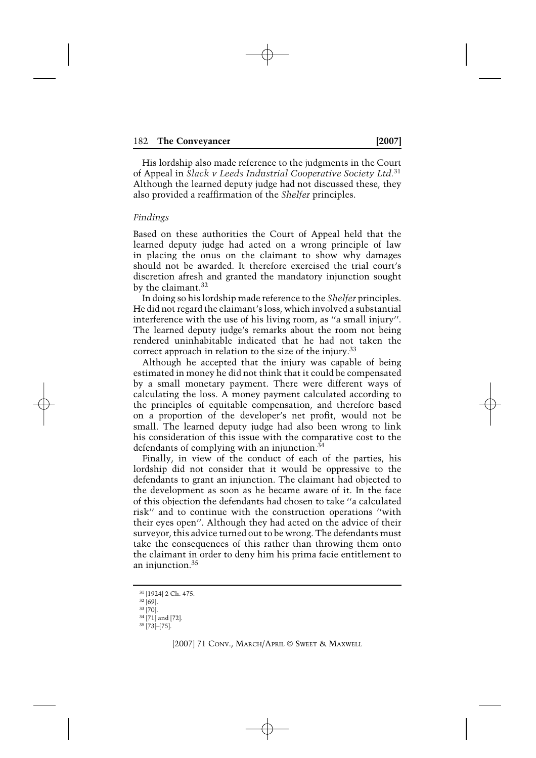His lordship also made reference to the judgments in the Court of Appeal in *Slack v Leeds Industrial Cooperative Society Ltd.*[31] Although the learned deputy judge had not discussed these, they also provided a reaffirmation of the *Shelfer* principles.

*Findings*

Based on these authorities the Court of Appeal held that the learned deputy judge had acted on a wrong principle of law in placing the onus on the claimant to show why damages should not be awarded. It therefore exercised the trial court's discretion afresh and granted the mandatory injunction sought by the claimant.[32]

In doing so his lordship made reference to the *Shelfer* principles. He did not regard the claimant's loss, which involved a substantial interference with the use of his living room, as "a small injury". The learned deputy judge's remarks about the room not being rendered uninhabitable indicated that he had not taken the correct approach in relation to the size of the injury.[33]

Although he accepted that the injury was capable of being estimated in money he did not think that it could be compensated by a small monetary payment. There were different ways of calculating the loss. A money payment calculated according to the principles of equitable compensation, and therefore based on a proportion of the developer's net profit, would not be small. The learned deputy judge had also been wrong to link his consideration of this issue with the comparative cost to the defendants of complying with an injunction.[34]

Finally, in view of the conduct of each of the parties, his lordship did not consider that it would be oppressive to the defendants to grant an injunction. The claimant had objected to the development as soon as he became aware of it. In the face of this objection the defendants had chosen to take "a calculated risk" and to continue with the construction operations "with their eyes open". Although they had acted on the advice of their surveyor, this advice turned out to be wrong. The defendants must take the consequences of this rather than throwing them onto the claimant in order to deny him his prima facie entitlement to an injunction.[35]

---

[31] [1924] 2 Ch. 475.

[32] [69].

[33] [70].

[34] [71] and [72].

[35] [73]–[75].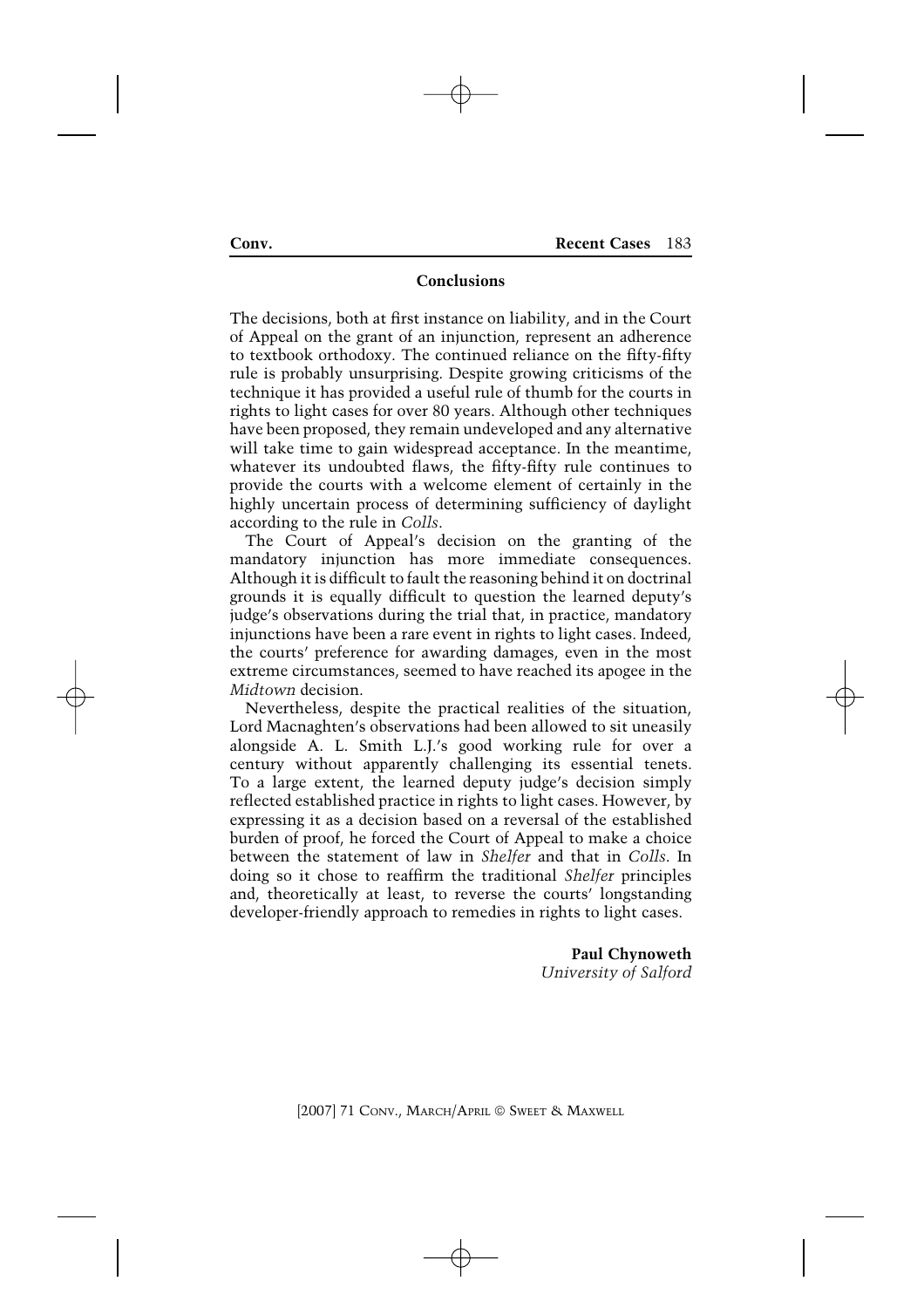## Conclusions

The decisions, both at first instance on liability, and in the Court of Appeal on the grant of an injunction, represent an adherence to textbook orthodoxy. The continued reliance on the fifty-fifty rule is probably unsurprising. Despite growing criticisms of the technique it has provided a useful rule of thumb for the courts in rights to light cases for over 80 years. Although other techniques have been proposed, they remain undeveloped and any alternative will take time to gain widespread acceptance. In the meantime, whatever its undoubted flaws, the fifty-fifty rule continues to provide the courts with a welcome element of certainly in the highly uncertain process of determining sufficiency of daylight according to the rule in *Colls*.

The Court of Appeal's decision on the granting of the mandatory injunction has more immediate consequences. Although it is difficult to fault the reasoning behind it on doctrinal grounds it is equally difficult to question the learned deputy's judge's observations during the trial that, in practice, mandatory injunctions have been a rare event in rights to light cases. Indeed, the courts' preference for awarding damages, even in the most extreme circumstances, seemed to have reached its apogee in the *Midtown* decision.

Nevertheless, despite the practical realities of the situation, Lord Macnaghten's observations had been allowed to sit uneasily alongside A. L. Smith L.J.'s good working rule for over a century without apparently challenging its essential tenets. To a large extent, the learned deputy judge's decision simply reflected established practice in rights to light cases. However, by expressing it as a decision based on a reversal of the established burden of proof, he forced the Court of Appeal to make a choice between the statement of law in *Shelfer* and that in *Colls*. In doing so it chose to reaffirm the traditional *Shelfer* principles and, theoretically at least, to reverse the courts' longstanding developer-friendly approach to remedies in rights to light cases.

**Paul Chynoweth**
*University of Salford*